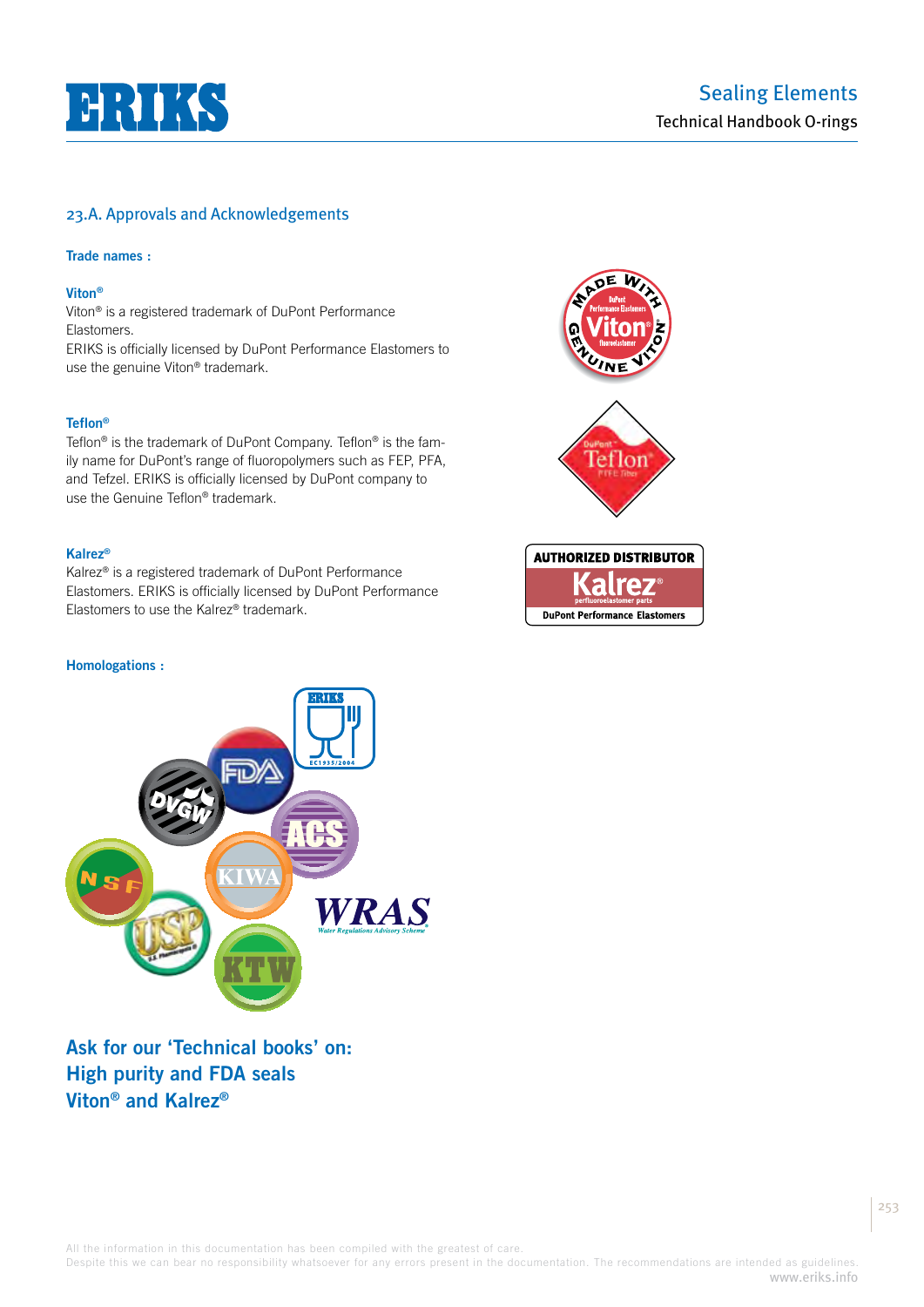## 23.A. Approvals and Acknowledgements

**Trade names :**

**Viton®**

Viton® is a registered trademark of DuPont Performance Elastomers.
ERIKS is officially licensed by DuPont Performance Elastomers to use the genuine Viton® trademark.

**Teflon®**

Teflon® is the trademark of DuPont Company. Teflon® is the family name for DuPont's range of fluoropolymers such as FEP, PFA, and Tefzel. ERIKS is officially licensed by DuPont company to use the Genuine Teflon® trademark.

**Kalrez®**

Kalrez® is a registered trademark of DuPont Performance Elastomers. ERIKS is officially licensed by DuPont Performance Elastomers to use the Kalrez® trademark.

**Homologations :**

**Ask for our 'Technical books' on:**
**High purity and FDA seals**
**Viton® and Kalrez®**

All the information in this documentation has been compiled with the greatest of care.
Despite this we can bear no responsibility whatsoever for any errors present in the documentation. The recommendations are intended as guidelines.
www.eriks.info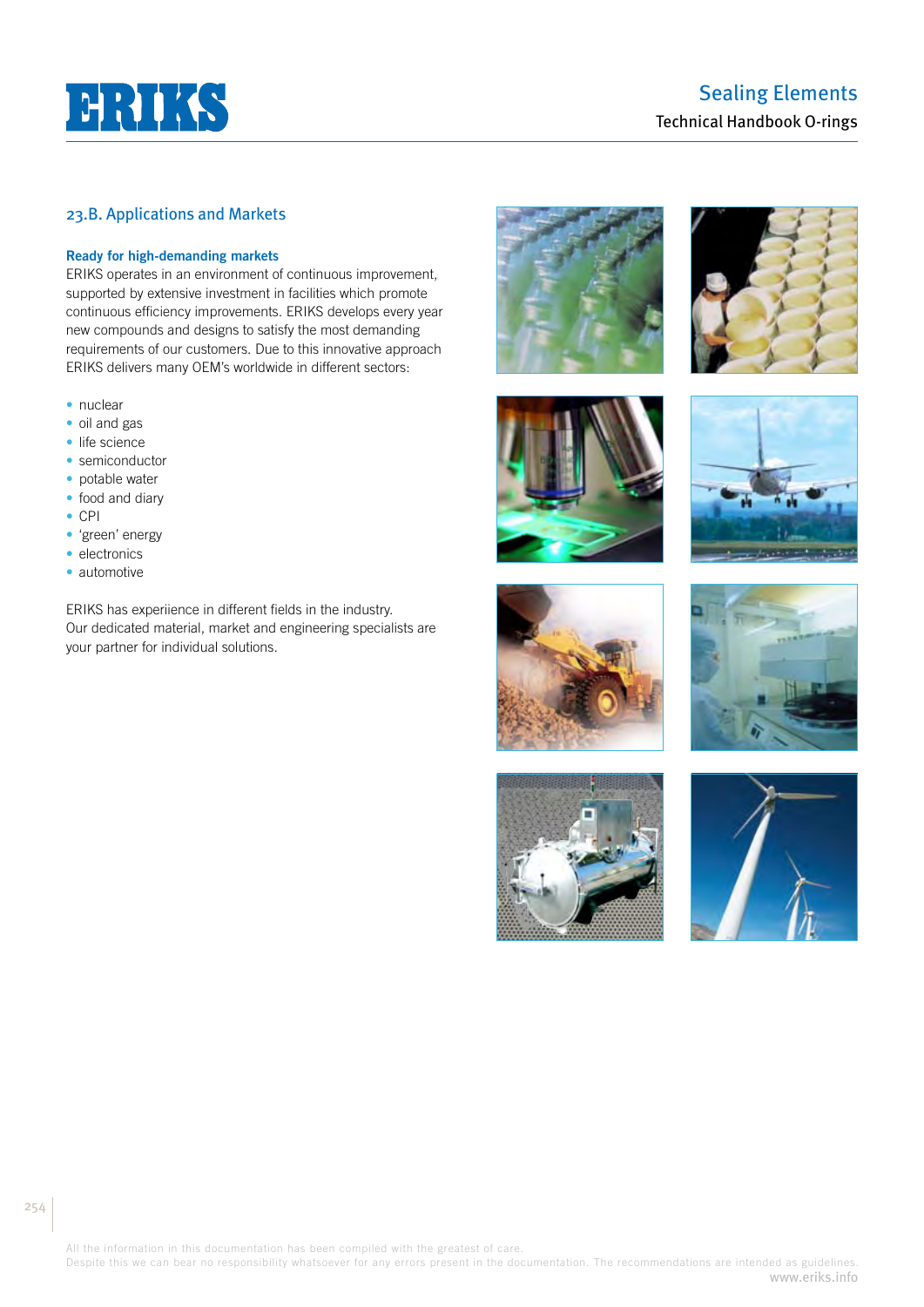## 23.B. Applications and Markets

### Ready for high-demanding markets

ERIKS operates in an environment of continuous improvement, supported by extensive investment in facilities which promote continuous efficiency improvements. ERIKS develops every year new compounds and designs to satisfy the most demanding requirements of our customers. Due to this innovative approach ERIKS delivers many OEM's worldwide in different sectors:

- nuclear
- oil and gas
- life science
- semiconductor
- potable water
- food and diary
- CPI
- 'green' energy
- electronics
- automotive

ERIKS has experiience in different fields in the industry. Our dedicated material, market and engineering specialists are your partner for individual solutions.